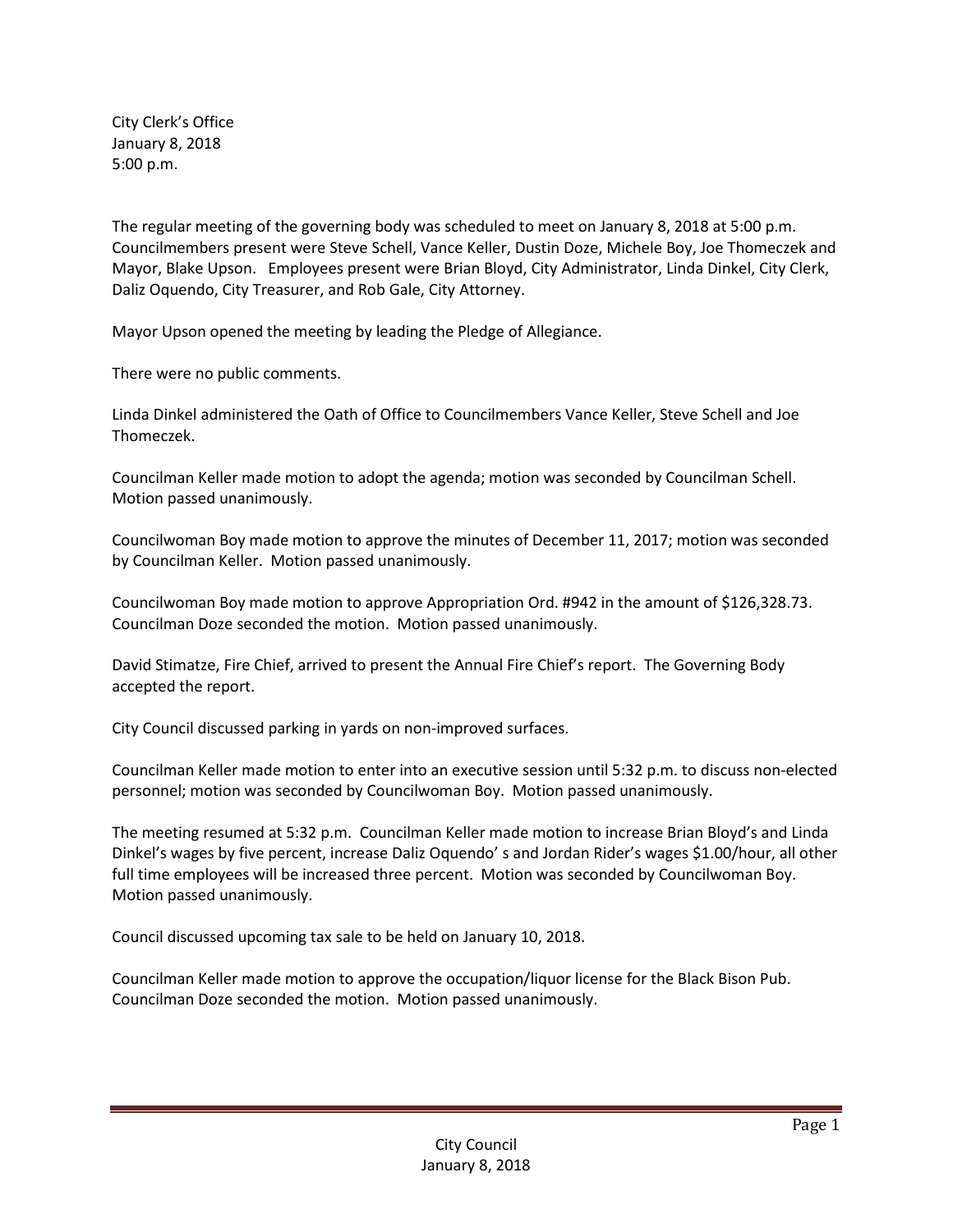City Clerk's Office
January 8, 2018
5:00 p.m.

The regular meeting of the governing body was scheduled to meet on January 8, 2018 at 5:00 p.m. Councilmembers present were Steve Schell, Vance Keller, Dustin Doze, Michele Boy, Joe Thomeczek and Mayor, Blake Upson. Employees present were Brian Bloyd, City Administrator, Linda Dinkel, City Clerk, Daliz Oquendo, City Treasurer, and Rob Gale, City Attorney.

Mayor Upson opened the meeting by leading the Pledge of Allegiance.

There were no public comments.

Linda Dinkel administered the Oath of Office to Councilmembers Vance Keller, Steve Schell and Joe Thomeczek.

Councilman Keller made motion to adopt the agenda; motion was seconded by Councilman Schell. Motion passed unanimously.

Councilwoman Boy made motion to approve the minutes of December 11, 2017; motion was seconded by Councilman Keller. Motion passed unanimously.

Councilwoman Boy made motion to approve Appropriation Ord. #942 in the amount of $126,328.73. Councilman Doze seconded the motion. Motion passed unanimously.

David Stimatze, Fire Chief, arrived to present the Annual Fire Chief's report. The Governing Body accepted the report.

City Council discussed parking in yards on non-improved surfaces.

Councilman Keller made motion to enter into an executive session until 5:32 p.m. to discuss non-elected personnel; motion was seconded by Councilwoman Boy. Motion passed unanimously.

The meeting resumed at 5:32 p.m. Councilman Keller made motion to increase Brian Bloyd's and Linda Dinkel's wages by five percent, increase Daliz Oquendo' s and Jordan Rider's wages $1.00/hour, all other full time employees will be increased three percent. Motion was seconded by Councilwoman Boy. Motion passed unanimously.

Council discussed upcoming tax sale to be held on January 10, 2018.

Councilman Keller made motion to approve the occupation/liquor license for the Black Bison Pub. Councilman Doze seconded the motion. Motion passed unanimously.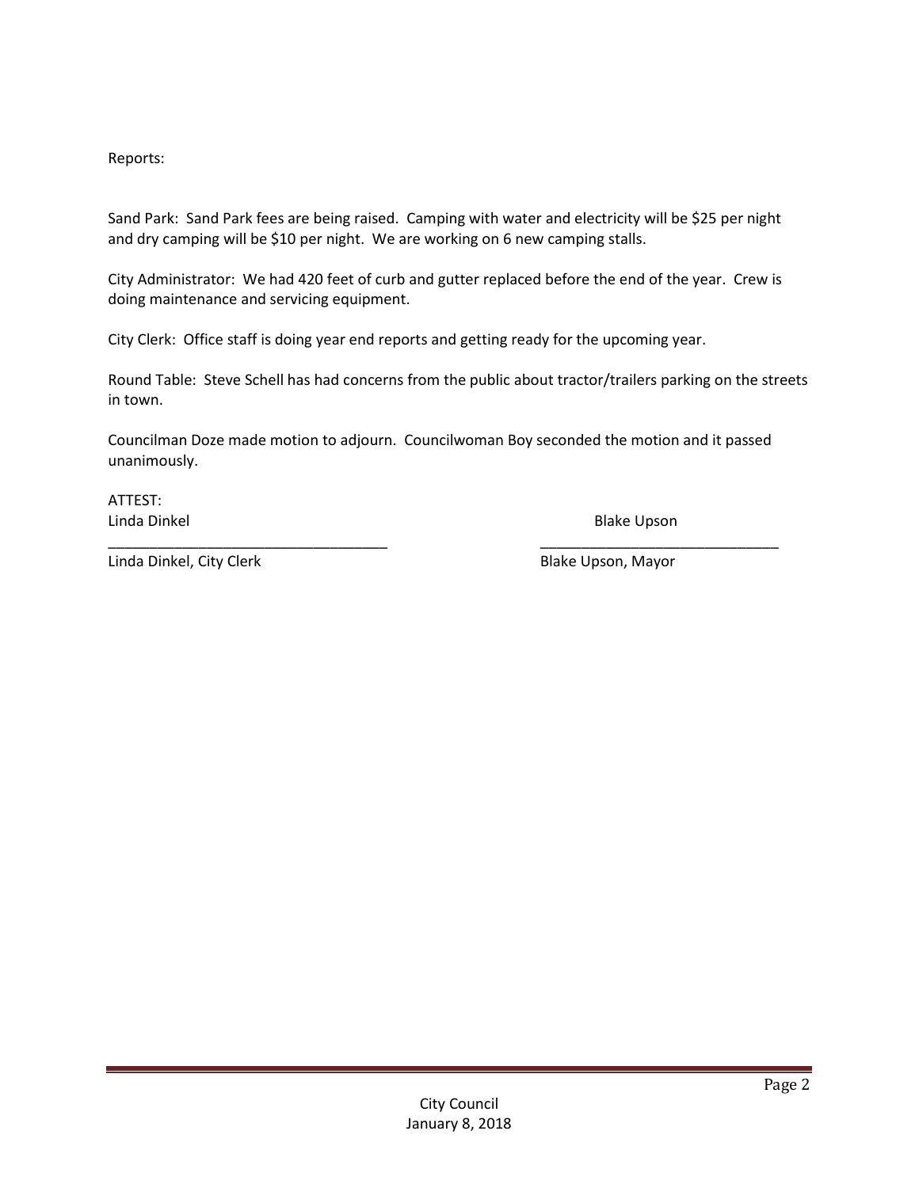Reports:

Sand Park: Sand Park fees are being raised. Camping with water and electricity will be $25 per night and dry camping will be $10 per night. We are working on 6 new camping stalls.

City Administrator: We had 420 feet of curb and gutter replaced before the end of the year. Crew is doing maintenance and servicing equipment.

City Clerk: Office staff is doing year end reports and getting ready for the upcoming year.

Round Table: Steve Schell has had concerns from the public about tractor/trailers parking on the streets in town.

Councilman Doze made motion to adjourn. Councilwoman Boy seconded the motion and it passed unanimously.

ATTEST:

Linda Dinkel
___________________________________
Linda Dinkel, City Clerk

Blake Upson
______________________________
Blake Upson, Mayor